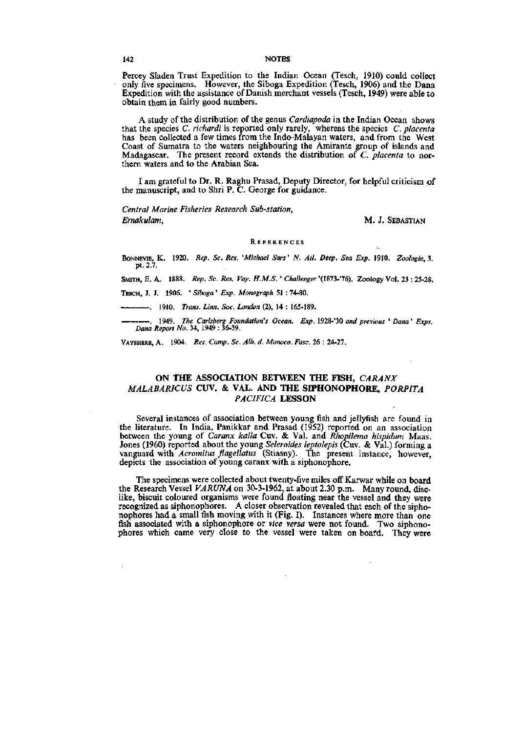Percey Sladen Trust Expedition to the Indian Ocean (Tesch, 1910) could collect only five specimens. However, the Siboga Expedition (Tesch, 1906) and the Dana Expedition with the assistance of Danish merchant vessels (Tesch, 1949) were able to obtain them in fairly good numbers.

A study of the distribution of the genus *Cardiapoda* in the Indian Ocean shows that the species *C. richardi* is reported only rarely, whereas the species *C. placenta* has been collected a few times from the Indo-Malayan waters, and from the West Coast of Sumatra to the waters neighbouring the Amirante group of islands and Madagascar. The present record extends the distribution of *C. placenta* to northern waters and to the Arabian Sea.

I am grateful to Dr. R. Raghu Prasad, Deputy Director, for helpful criticism of the manuscript, and to Shri P. C. George for guidance.

*Central Marine Fisheries Research Sub-station,*
*Ernakulam,*

M. J. SEBASTIAN

### REFERENCES

BONNEVIE, K. 1920. *Rep. Sc. Res. 'Michael Sars' N. Atl. Deep. Sea Exp.* 1910. *Zoologie*, 3. pt. 2.7.

SMITH, E. A. 1888. *Rep. Sc. Res. Voy. H.M.S. 'Challenger'*(1873-'76). Zoology Vol. 23 : 25-28.

TESCH, J. J. 1906. *'Siboga' Exp. Monograph* 51 : 74-80.

———. 1910. *Trans. Linn. Soc. London* (2), 14 : 165-189.

———. 1949. *The Carlsberg Foundation's Ocean. Exp.* 1928-'30 *and previous 'Dana' Exps. Dana Report No.* 34, 1949 : 36-39.

VAYSSIERE, A. 1904. *Res. Camp. Sc. Alb. d. Monoco. Fasc.* 26 : 24-27.

## ON THE ASSOCIATION BETWEEN THE FISH, *CARANX MALABARICUS* CUV. & VAL. AND THE SIPHONOPHORE, *PORPITA PACIFICA* LESSON

Several instances of association between young fish and jellyfish are found in the literature. In India, Panikkar and Prasad (1952) reported on an association between the young of *Caranx kalla* Cuv. & Val. and *Rhopilema hispidum* Maas. Jones (1960) reported about the young *Seleroides leptolepis* (Cuv. & Val.) forming a vanguard with *Acromitus flagellatus* (Stiasny). The present instance, however, depicts the association of young caranx with a siphonophore.

The specimens were collected about twenty-five miles off Karwar while on board the Research Vessel *VARUNA* on 30-3-1962, at about 2.30 p.m. Many round, disc-like, biscuit coloured organisms were found floating near the vessel and they were recognized as siphonophores. A closer observation revealed that each of the siphonophores had a small fish moving with it (Fig. I). Instances where more than one fish associated with a siphonophore or *vice versa* were not found. Two siphonophores which came very close to the vessel were taken on board. They were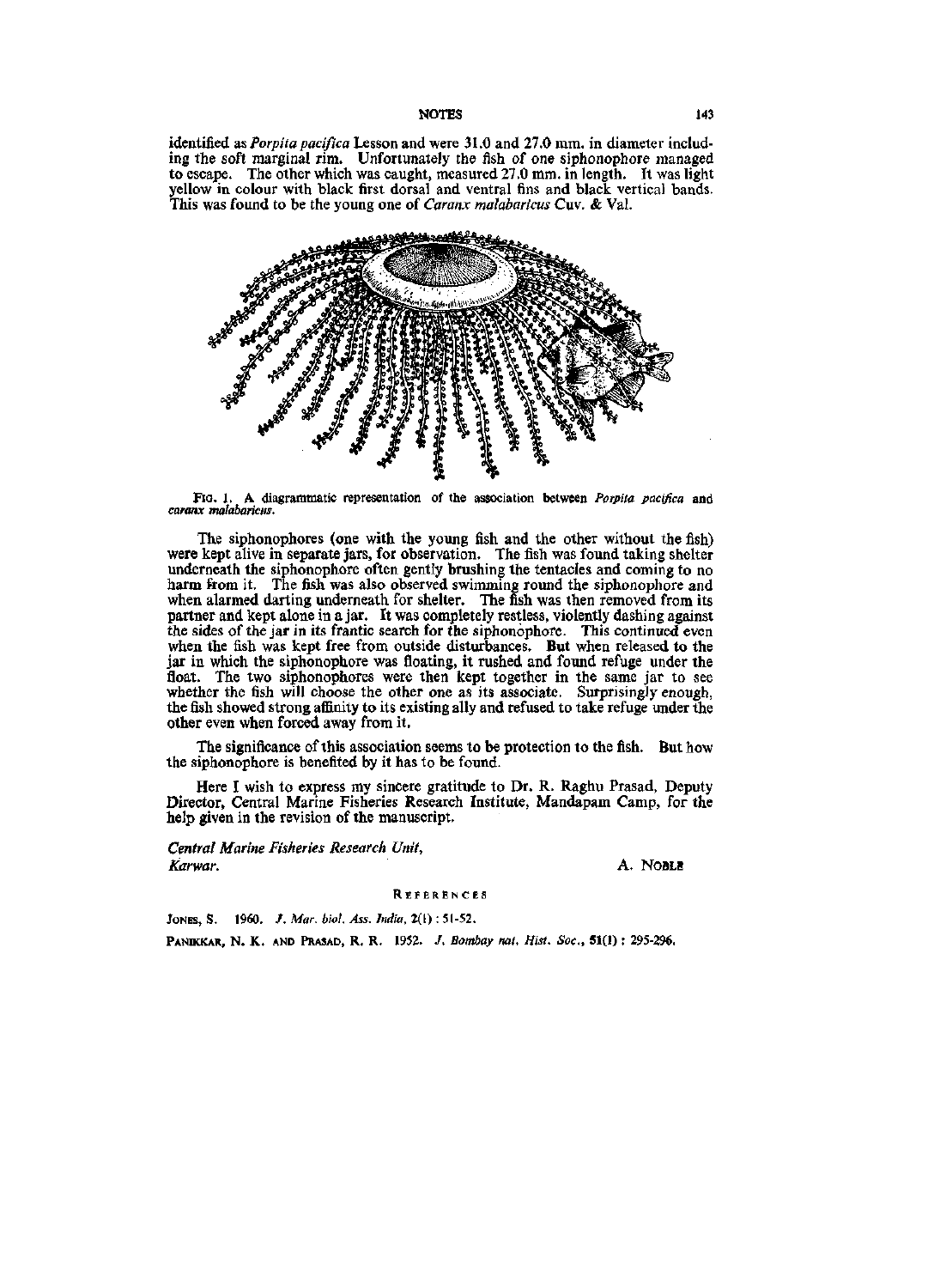identified as *Porpita pacifica* Lesson and were 31.0 and 27.0 mm. in diameter including the soft marginal rim. Unfortunately the fish of one siphonophore managed to escape. The other which was caught, measured 27.0 mm. in length. It was light yellow in colour with black first dorsal and ventral fins and black vertical bands. This was found to be the young one of *Caranx malabaricus* Cuv. & Val.

FIG. 1. A diagrammatic representation of the association between *Porpita pacifica* and *caranx malabaricus.*

The siphonophores (one with the young fish and the other without the fish) were kept alive in separate jars, for observation. The fish was found taking shelter underneath the siphonophore often gently brushing the tentacles and coming to no harm from it. The fish was also observed swimming round the siphonophore and when alarmed darting underneath for shelter. The fish was then removed from its partner and kept alone in a jar. It was completely restless, violently dashing against the sides of the jar in its frantic search for the siphonophore. This continued even when the fish was kept free from outside disturbances. But when released to the jar in which the siphonophore was floating, it rushed and found refuge under the float. The two siphonophores were then kept together in the same jar to see whether the fish will choose the other one as its associate. Surprisingly enough, the fish showed strong affinity to its existing ally and refused to take refuge under the other even when forced away from it.

The significance of this association seems to be protection to the fish. But how the siphonophore is benefited by it has to be found.

Here I wish to express my sincere gratitude to Dr. R. Raghu Prasad, Deputy Director, Central Marine Fisheries Research Institute, Mandapam Camp, for the help given in the revision of the manuscript.

*Central Marine Fisheries Research Unit,*
*Karwar.*

A. NOBLE

## REFERENCES

JONES, S. 1960. *J. Mar. biol. Ass. India*, 2(1) : 51-52.

PANIKKAR, N. K. AND PRASAD, R. R. 1952. *J. Bombay nat. Hist. Soc.*, 51(1) : 295-296.